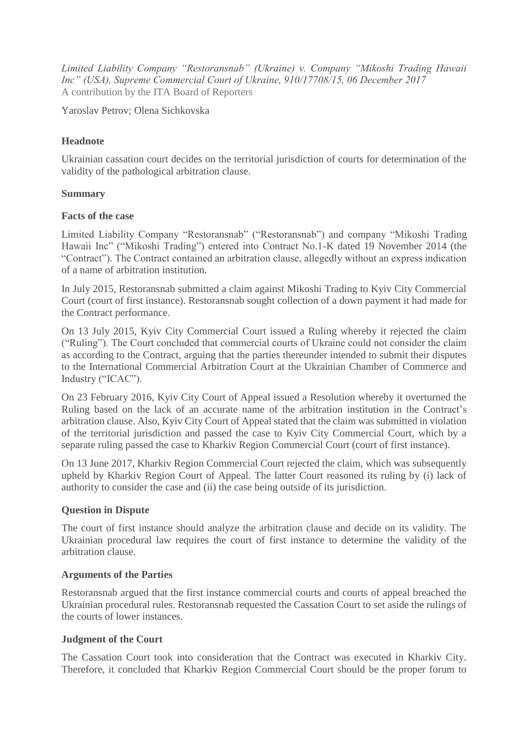*Limited Liability Company "Restoransnab" (Ukraine) v. Company "Mikoshi Trading Hawaii Inc" (USA), Supreme Commercial Court of Ukraine, 910/17708/15, 06 December 2017*
A contribution by the ITA Board of Reporters

Yaroslav Petrov; Olena Sichkovska

**Headnote**

Ukrainian cassation court decides on the territorial jurisdiction of courts for determination of the validity of the pathological arbitration clause.

**Summary**

**Facts of the case**

Limited Liability Company "Restoransnab" ("Restoransnab") and company "Mikoshi Trading Hawaii Inc" ("Mikoshi Trading") entered into Contract No.1-K dated 19 November 2014 (the "Contract"). The Contract contained an arbitration clause, allegedly without an express indication of a name of arbitration institution.

In July 2015, Restoransnab submitted a claim against Mikoshi Trading to Kyiv City Commercial Court (court of first instance). Restoransnab sought collection of a down payment it had made for the Contract performance.

On 13 July 2015, Kyiv City Commercial Court issued a Ruling whereby it rejected the claim ("Ruling"). The Court concluded that commercial courts of Ukraine could not consider the claim as according to the Contract, arguing that the parties thereunder intended to submit their disputes to the International Commercial Arbitration Court at the Ukrainian Chamber of Commerce and Industry ("ICAC").

On 23 February 2016, Kyiv City Court of Appeal issued a Resolution whereby it overturned the Ruling based on the lack of an accurate name of the arbitration institution in the Contract's arbitration clause. Also, Kyiv City Court of Appeal stated that the claim was submitted in violation of the territorial jurisdiction and passed the case to Kyiv City Commercial Court, which by a separate ruling passed the case to Kharkiv Region Commercial Court (court of first instance).

On 13 June 2017, Kharkiv Region Commercial Court rejected the claim, which was subsequently upheld by Kharkiv Region Court of Appeal. The latter Court reasoned its ruling by (i) lack of authority to consider the case and (ii) the case being outside of its jurisdiction.

**Question in Dispute**

The court of first instance should analyze the arbitration clause and decide on its validity. The Ukrainian procedural law requires the court of first instance to determine the validity of the arbitration clause.

**Arguments of the Parties**

Restoransnab argued that the first instance commercial courts and courts of appeal breached the Ukrainian procedural rules. Restoransnab requested the Cassation Court to set aside the rulings of the courts of lower instances.

**Judgment of the Court**

The Cassation Court took into consideration that the Contract was executed in Kharkiv City. Therefore, it concluded that Kharkiv Region Commercial Court should be the proper forum to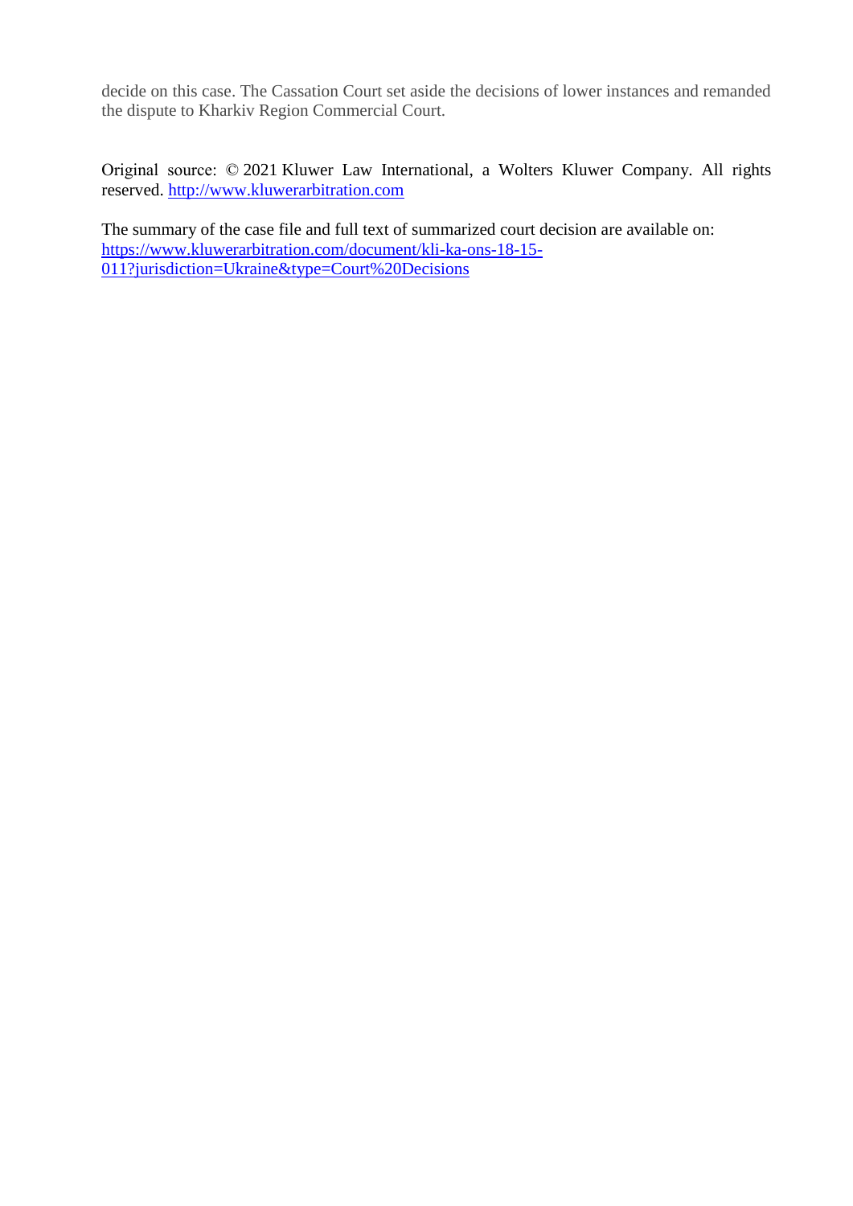decide on this case. The Cassation Court set aside the decisions of lower instances and remanded the dispute to Kharkiv Region Commercial Court.

Original source: © 2021 Kluwer Law International, a Wolters Kluwer Company. All rights reserved. [http://www.kluwerarbitration.com](http://www.kluwerarbitration.com)

The summary of the case file and full text of summarized court decision are available on: [https://www.kluwerarbitration.com/document/kli-ka-ons-18-15-011?jurisdiction=Ukraine&type=Court%20Decisions](https://www.kluwerarbitration.com/document/kli-ka-ons-18-15-011?jurisdiction=Ukraine&type=Court%20Decisions)